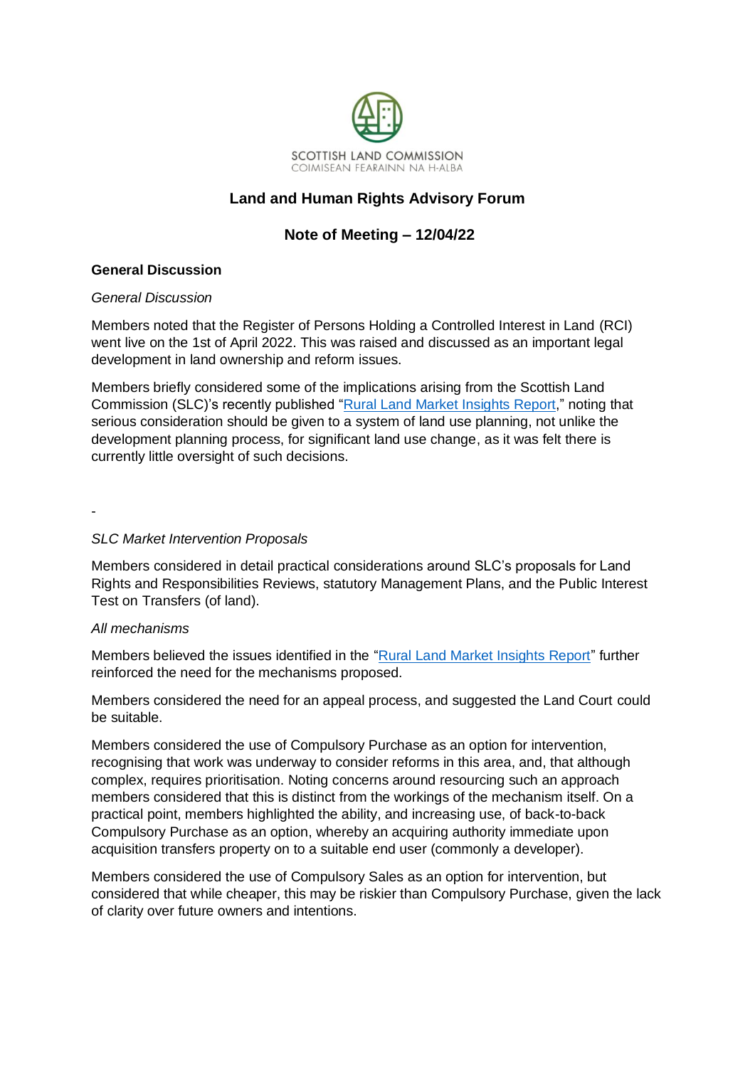SCOTTISH LAND COMMISSION
COIMISEAN FEARAINN NA H-ALBA

# Land and Human Rights Advisory Forum

## Note of Meeting – 12/04/22

### General Discussion

*General Discussion*

Members noted that the Register of Persons Holding a Controlled Interest in Land (RCI) went live on the 1st of April 2022. This was raised and discussed as an important legal development in land ownership and reform issues.

Members briefly considered some of the implications arising from the Scottish Land Commission (SLC)'s recently published "Rural Land Market Insights Report," noting that serious consideration should be given to a system of land use planning, not unlike the development planning process, for significant land use change, as it was felt there is currently little oversight of such decisions.

-

*SLC Market Intervention Proposals*

Members considered in detail practical considerations around SLC's proposals for Land Rights and Responsibilities Reviews, statutory Management Plans, and the Public Interest Test on Transfers (of land).

*All mechanisms*

Members believed the issues identified in the "Rural Land Market Insights Report" further reinforced the need for the mechanisms proposed.

Members considered the need for an appeal process, and suggested the Land Court could be suitable.

Members considered the use of Compulsory Purchase as an option for intervention, recognising that work was underway to consider reforms in this area, and, that although complex, requires prioritisation. Noting concerns around resourcing such an approach members considered that this is distinct from the workings of the mechanism itself. On a practical point, members highlighted the ability, and increasing use, of back-to-back Compulsory Purchase as an option, whereby an acquiring authority immediate upon acquisition transfers property on to a suitable end user (commonly a developer).

Members considered the use of Compulsory Sales as an option for intervention, but considered that while cheaper, this may be riskier than Compulsory Purchase, given the lack of clarity over future owners and intentions.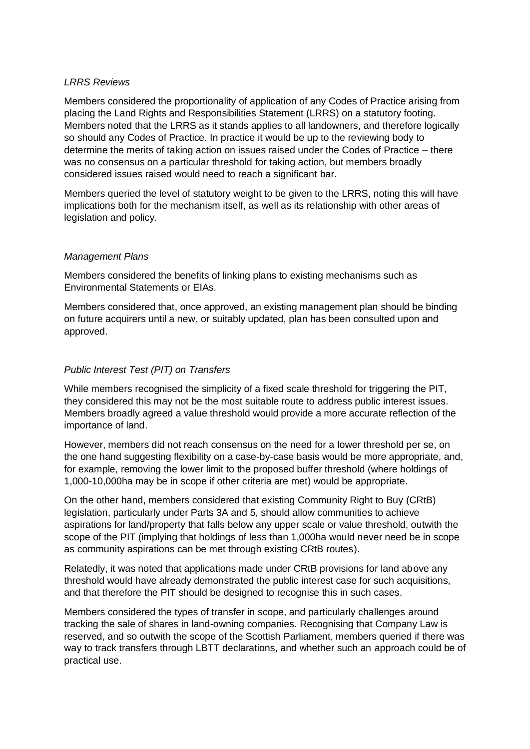*LRRS Reviews*

Members considered the proportionality of application of any Codes of Practice arising from placing the Land Rights and Responsibilities Statement (LRRS) on a statutory footing. Members noted that the LRRS as it stands applies to all landowners, and therefore logically so should any Codes of Practice. In practice it would be up to the reviewing body to determine the merits of taking action on issues raised under the Codes of Practice – there was no consensus on a particular threshold for taking action, but members broadly considered issues raised would need to reach a significant bar.

Members queried the level of statutory weight to be given to the LRRS, noting this will have implications both for the mechanism itself, as well as its relationship with other areas of legislation and policy.

*Management Plans*

Members considered the benefits of linking plans to existing mechanisms such as Environmental Statements or EIAs.

Members considered that, once approved, an existing management plan should be binding on future acquirers until a new, or suitably updated, plan has been consulted upon and approved.

*Public Interest Test (PIT) on Transfers*

While members recognised the simplicity of a fixed scale threshold for triggering the PIT, they considered this may not be the most suitable route to address public interest issues. Members broadly agreed a value threshold would provide a more accurate reflection of the importance of land.

However, members did not reach consensus on the need for a lower threshold per se, on the one hand suggesting flexibility on a case-by-case basis would be more appropriate, and, for example, removing the lower limit to the proposed buffer threshold (where holdings of 1,000-10,000ha may be in scope if other criteria are met) would be appropriate.

On the other hand, members considered that existing Community Right to Buy (CRtB) legislation, particularly under Parts 3A and 5, should allow communities to achieve aspirations for land/property that falls below any upper scale or value threshold, outwith the scope of the PIT (implying that holdings of less than 1,000ha would never need be in scope as community aspirations can be met through existing CRtB routes).

Relatedly, it was noted that applications made under CRtB provisions for land above any threshold would have already demonstrated the public interest case for such acquisitions, and that therefore the PIT should be designed to recognise this in such cases.

Members considered the types of transfer in scope, and particularly challenges around tracking the sale of shares in land-owning companies. Recognising that Company Law is reserved, and so outwith the scope of the Scottish Parliament, members queried if there was way to track transfers through LBTT declarations, and whether such an approach could be of practical use.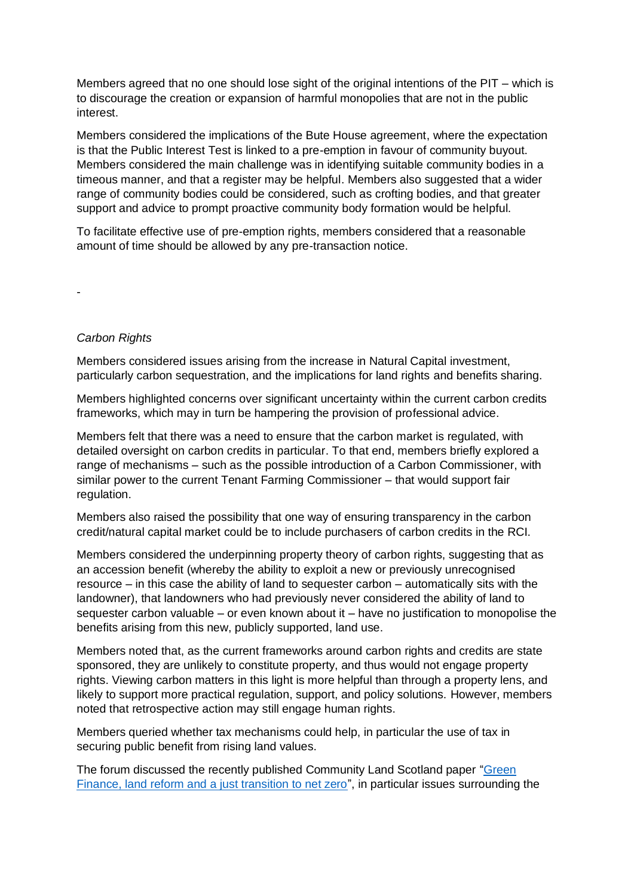Members agreed that no one should lose sight of the original intentions of the PIT – which is to discourage the creation or expansion of harmful monopolies that are not in the public interest.

Members considered the implications of the Bute House agreement, where the expectation is that the Public Interest Test is linked to a pre-emption in favour of community buyout. Members considered the main challenge was in identifying suitable community bodies in a timeous manner, and that a register may be helpful. Members also suggested that a wider range of community bodies could be considered, such as crofting bodies, and that greater support and advice to prompt proactive community body formation would be helpful.

To facilitate effective use of pre-emption rights, members considered that a reasonable amount of time should be allowed by any pre-transaction notice.

-

*Carbon Rights*

Members considered issues arising from the increase in Natural Capital investment, particularly carbon sequestration, and the implications for land rights and benefits sharing.

Members highlighted concerns over significant uncertainty within the current carbon credits frameworks, which may in turn be hampering the provision of professional advice.

Members felt that there was a need to ensure that the carbon market is regulated, with detailed oversight on carbon credits in particular. To that end, members briefly explored a range of mechanisms – such as the possible introduction of a Carbon Commissioner, with similar power to the current Tenant Farming Commissioner – that would support fair regulation.

Members also raised the possibility that one way of ensuring transparency in the carbon credit/natural capital market could be to include purchasers of carbon credits in the RCI.

Members considered the underpinning property theory of carbon rights, suggesting that as an accession benefit (whereby the ability to exploit a new or previously unrecognised resource – in this case the ability of land to sequester carbon – automatically sits with the landowner), that landowners who had previously never considered the ability of land to sequester carbon valuable – or even known about it – have no justification to monopolise the benefits arising from this new, publicly supported, land use.

Members noted that, as the current frameworks around carbon rights and credits are state sponsored, they are unlikely to constitute property, and thus would not engage property rights. Viewing carbon matters in this light is more helpful than through a property lens, and likely to support more practical regulation, support, and policy solutions. However, members noted that retrospective action may still engage human rights.

Members queried whether tax mechanisms could help, in particular the use of tax in securing public benefit from rising land values.

The forum discussed the recently published Community Land Scotland paper "[Green Finance, land reform and a just transition to net zero]", in particular issues surrounding the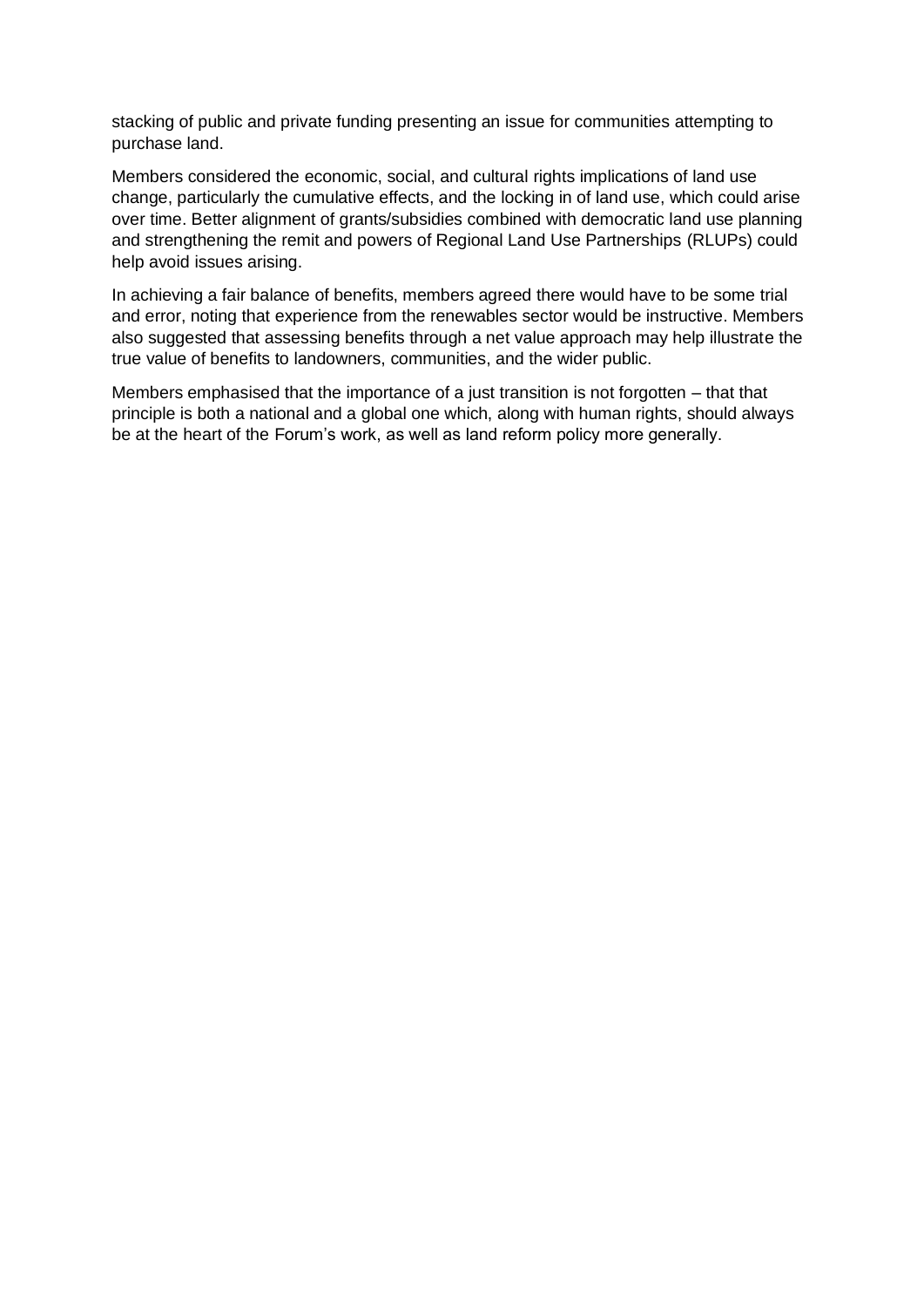stacking of public and private funding presenting an issue for communities attempting to purchase land.

Members considered the economic, social, and cultural rights implications of land use change, particularly the cumulative effects, and the locking in of land use, which could arise over time. Better alignment of grants/subsidies combined with democratic land use planning and strengthening the remit and powers of Regional Land Use Partnerships (RLUPs) could help avoid issues arising.

In achieving a fair balance of benefits, members agreed there would have to be some trial and error, noting that experience from the renewables sector would be instructive. Members also suggested that assessing benefits through a net value approach may help illustrate the true value of benefits to landowners, communities, and the wider public.

Members emphasised that the importance of a just transition is not forgotten – that that principle is both a national and a global one which, along with human rights, should always be at the heart of the Forum's work, as well as land reform policy more generally.